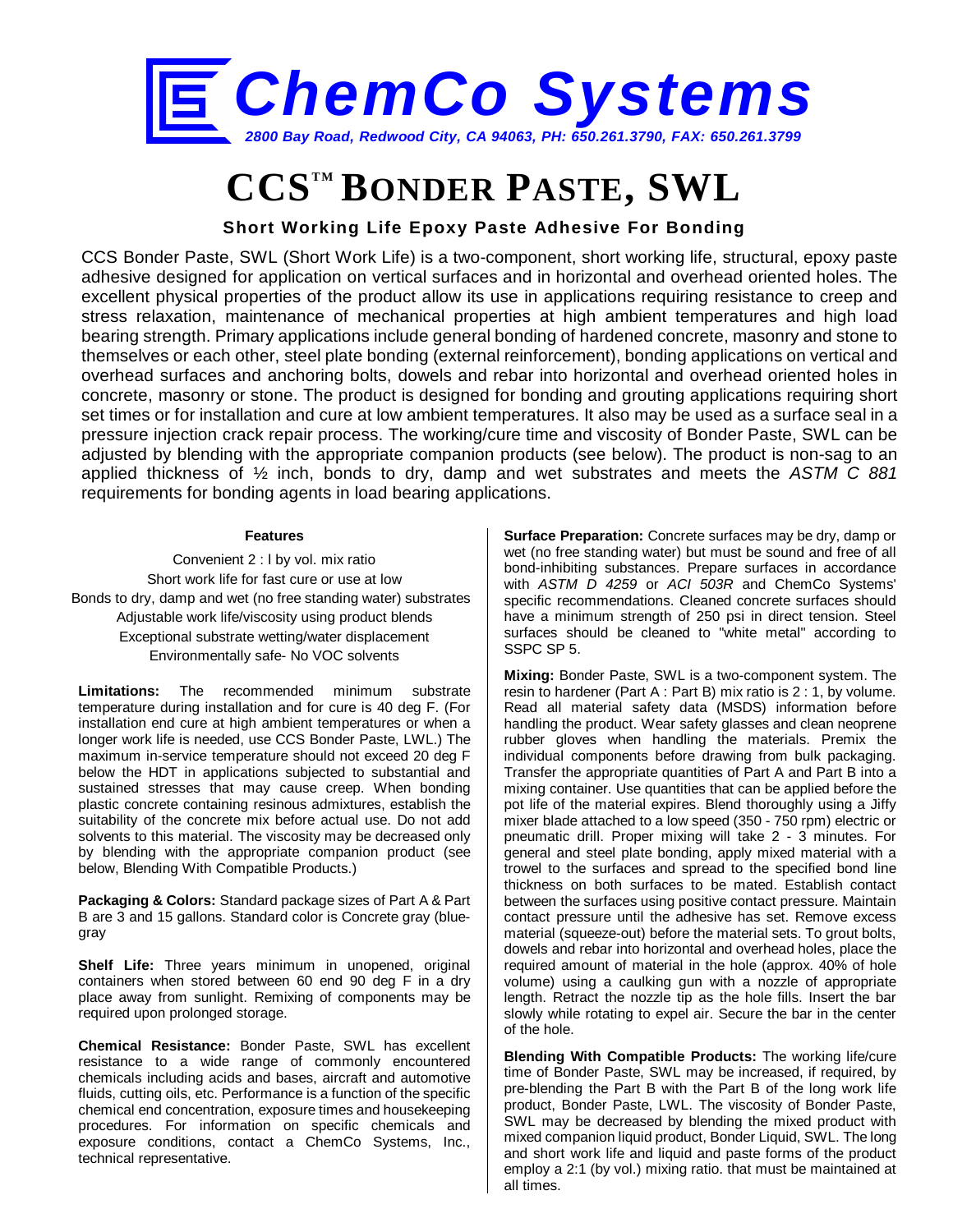# ChemCo Systems

*2800 Bay Road, Redwood City, CA 94063, PH: 650.261.3790, FAX: 650.261.3799*

# CCS™ BONDER PASTE, SWL

### Short Working Life Epoxy Paste Adhesive For Bonding

CCS Bonder Paste, SWL (Short Work Life) is a two-component, short working life, structural, epoxy paste adhesive designed for application on vertical surfaces and in horizontal and overhead oriented holes. The excellent physical properties of the product allow its use in applications requiring resistance to creep and stress relaxation, maintenance of mechanical properties at high ambient temperatures and high load bearing strength. Primary applications include general bonding of hardened concrete, masonry and stone to themselves or each other, steel plate bonding (external reinforcement), bonding applications on vertical and overhead surfaces and anchoring bolts, dowels and rebar into horizontal and overhead oriented holes in concrete, masonry or stone. The product is designed for bonding and grouting applications requiring short set times or for installation and cure at low ambient temperatures. It also may be used as a surface seal in a pressure injection crack repair process. The working/cure time and viscosity of Bonder Paste, SWL can be adjusted by blending with the appropriate companion products (see below). The product is non-sag to an applied thickness of ½ inch, bonds to dry, damp and wet substrates and meets the *ASTM C 881* requirements for bonding agents in load bearing applications.

**Features**

Convenient 2 : l by vol. mix ratio
Short work life for fast cure or use at low
Bonds to dry, damp and wet (no free standing water) substrates
Adjustable work life/viscosity using product blends
Exceptional substrate wetting/water displacement
Environmentally safe- No VOC solvents

**Limitations:** The recommended minimum substrate temperature during installation and for cure is 40 deg F. (For installation end cure at high ambient temperatures or when a longer work life is needed, use CCS Bonder Paste, LWL.) The maximum in-service temperature should not exceed 20 deg F below the HDT in applications subjected to substantial and sustained stresses that may cause creep. When bonding plastic concrete containing resinous admixtures, establish the suitability of the concrete mix before actual use. Do not add solvents to this material. The viscosity may be decreased only by blending with the appropriate companion product (see below, Blending With Compatible Products.)

**Packaging & Colors:** Standard package sizes of Part A & Part B are 3 and 15 gallons. Standard color is Concrete gray (blue-gray

**Shelf Life:** Three years minimum in unopened, original containers when stored between 60 end 90 deg F in a dry place away from sunlight. Remixing of components may be required upon prolonged storage.

**Chemical Resistance:** Bonder Paste, SWL has excellent resistance to a wide range of commonly encountered chemicals including acids and bases, aircraft and automotive fluids, cutting oils, etc. Performance is a function of the specific chemical end concentration, exposure times and housekeeping procedures. For information on specific chemicals and exposure conditions, contact a ChemCo Systems, Inc., technical representative.

**Surface Preparation:** Concrete surfaces may be dry, damp or wet (no free standing water) but must be sound and free of all bond-inhibiting substances. Prepare surfaces in accordance with *ASTM D 4259* or *ACI 503R* and ChemCo Systems' specific recommendations. Cleaned concrete surfaces should have a minimum strength of 250 psi in direct tension. Steel surfaces should be cleaned to "white metal" according to SSPC SP 5.

**Mixing:** Bonder Paste, SWL is a two-component system. The resin to hardener (Part A : Part B) mix ratio is 2 : 1, by volume. Read all material safety data (MSDS) information before handling the product. Wear safety glasses and clean neoprene rubber gloves when handling the materials. Premix the individual components before drawing from bulk packaging. Transfer the appropriate quantities of Part A and Part B into a mixing container. Use quantities that can be applied before the pot life of the material expires. Blend thoroughly using a Jiffy mixer blade attached to a low speed (350 - 750 rpm) electric or pneumatic drill. Proper mixing will take 2 - 3 minutes. For general and steel plate bonding, apply mixed material with a trowel to the surfaces and spread to the specified bond line thickness on both surfaces to be mated. Establish contact between the surfaces using positive contact pressure. Maintain contact pressure until the adhesive has set. Remove excess material (squeeze-out) before the material sets. To grout bolts, dowels and rebar into horizontal and overhead holes, place the required amount of material in the hole (approx. 40% of hole volume) using a caulking gun with a nozzle of appropriate length. Retract the nozzle tip as the hole fills. Insert the bar slowly while rotating to expel air. Secure the bar in the center of the hole.

**Blending With Compatible Products:** The working life/cure time of Bonder Paste, SWL may be increased, if required, by pre-blending the Part B with the Part B of the long work life product, Bonder Paste, LWL. The viscosity of Bonder Paste, SWL may be decreased by blending the mixed product with mixed companion liquid product, Bonder Liquid, SWL. The long and short work life and liquid and paste forms of the product employ a 2:1 (by vol.) mixing ratio. that must be maintained at all times.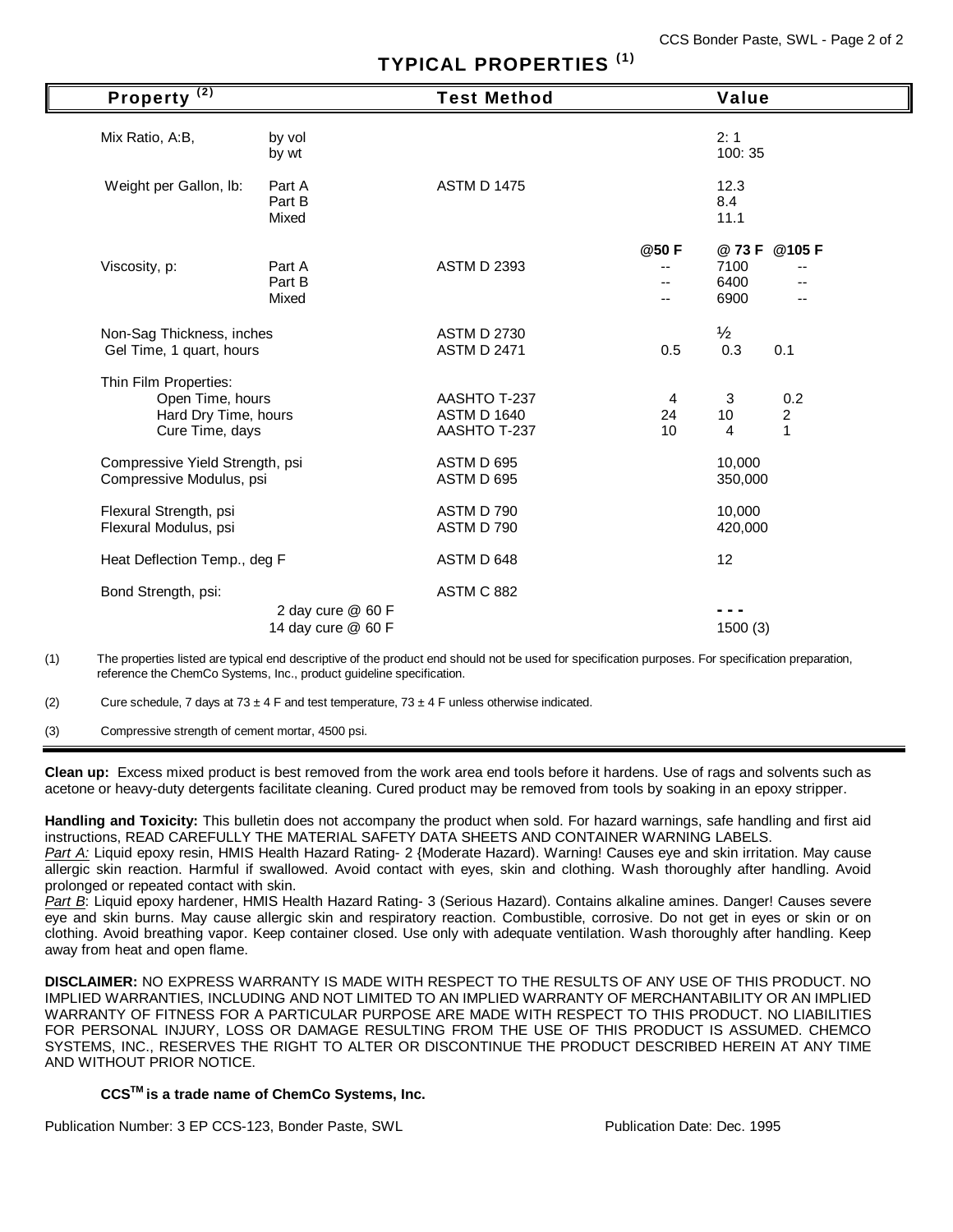# TYPICAL PROPERTIES [1]

| Property [2] | | Test Method | | Value | |
|---|---|---|---|---|---|
| Mix Ratio, A:B, | by vol | | | 2: 1 | |
| | by wt | | | 100: 35 | |
| Weight per Gallon, lb: | Part A | ASTM D 1475 | | 12.3 | |
| | Part B | | | 8.4 | |
| | Mixed | | | 11.1 | |
| | | | **@50 F** | **@ 73 F** | **@105 F** |
| Viscosity, p: | Part A | ASTM D 2393 | -- | 7100 | -- |
| | Part B | | -- | 6400 | -- |
| | Mixed | | -- | 6900 | -- |
| Non-Sag Thickness, inches | | ASTM D 2730 | | ½ | |
| Gel Time, 1 quart, hours | | ASTM D 2471 | 0.5 | 0.3 | 0.1 |
| Thin Film Properties: | | | | | |
| Open Time, hours | | AASHTO T-237 | 4 | 3 | 0.2 |
| Hard Dry Time, hours | | ASTM D 1640 | 24 | 10 | 2 |
| Cure Time, days | | AASHTO T-237 | 10 | 4 | 1 |
| Compressive Yield Strength, psi | | ASTM D 695 | | 10,000 | |
| Compressive Modulus, psi | | ASTM D 695 | | 350,000 | |
| Flexural Strength, psi | | ASTM D 790 | | 10,000 | |
| Flexural Modulus, psi | | ASTM D 790 | | 420,000 | |
| Heat Deflection Temp., deg F | | ASTM D 648 | | 12 | |
| Bond Strength, psi: | | ASTM C 882 | | | |
| | 2 day cure @ 60 F | | | - - - | |
| | 14 day cure @ 60 F | | | 1500 (3) | |

(1) The properties listed are typical end descriptive of the product end should not be used for specification purposes. For specification preparation, reference the ChemCo Systems, Inc., product guideline specification.

(2) Cure schedule, 7 days at 73 ± 4 F and test temperature, 73 ± 4 F unless otherwise indicated.

(3) Compressive strength of cement mortar, 4500 psi.

**Clean up:** Excess mixed product is best removed from the work area end tools before it hardens. Use of rags and solvents such as acetone or heavy-duty detergents facilitate cleaning. Cured product may be removed from tools by soaking in an epoxy stripper.

**Handling and Toxicity:** This bulletin does not accompany the product when sold. For hazard warnings, safe handling and first aid instructions, READ CAREFULLY THE MATERIAL SAFETY DATA SHEETS AND CONTAINER WARNING LABELS.
*Part A:* Liquid epoxy resin, HMIS Health Hazard Rating- 2 {Moderate Hazard). Warning! Causes eye and skin irritation. May cause allergic skin reaction. Harmful if swallowed. Avoid contact with eyes, skin and clothing. Wash thoroughly after handling. Avoid prolonged or repeated contact with skin.
*Part B*: Liquid epoxy hardener, HMIS Health Hazard Rating- 3 (Serious Hazard). Contains alkaline amines. Danger! Causes severe eye and skin burns. May cause allergic skin and respiratory reaction. Combustible, corrosive. Do not get in eyes or skin or on clothing. Avoid breathing vapor. Keep container closed. Use only with adequate ventilation. Wash thoroughly after handling. Keep away from heat and open flame.

**DISCLAIMER:** NO EXPRESS WARRANTY IS MADE WITH RESPECT TO THE RESULTS OF ANY USE OF THIS PRODUCT. NO IMPLIED WARRANTIES, INCLUDING AND NOT LIMITED TO AN IMPLIED WARRANTY OF MERCHANTABILITY OR AN IMPLIED WARRANTY OF FITNESS FOR A PARTICULAR PURPOSE ARE MADE WITH RESPECT TO THIS PRODUCT. NO LIABILITIES FOR PERSONAL INJURY, LOSS OR DAMAGE RESULTING FROM THE USE OF THIS PRODUCT IS ASSUMED. CHEMCO SYSTEMS, INC., RESERVES THE RIGHT TO ALTER OR DISCONTINUE THE PRODUCT DESCRIBED HEREIN AT ANY TIME AND WITHOUT PRIOR NOTICE.

**CCS™ is a trade name of ChemCo Systems, Inc.**

Publication Number: 3 EP CCS-123, Bonder Paste, SWL    Publication Date: Dec. 1995